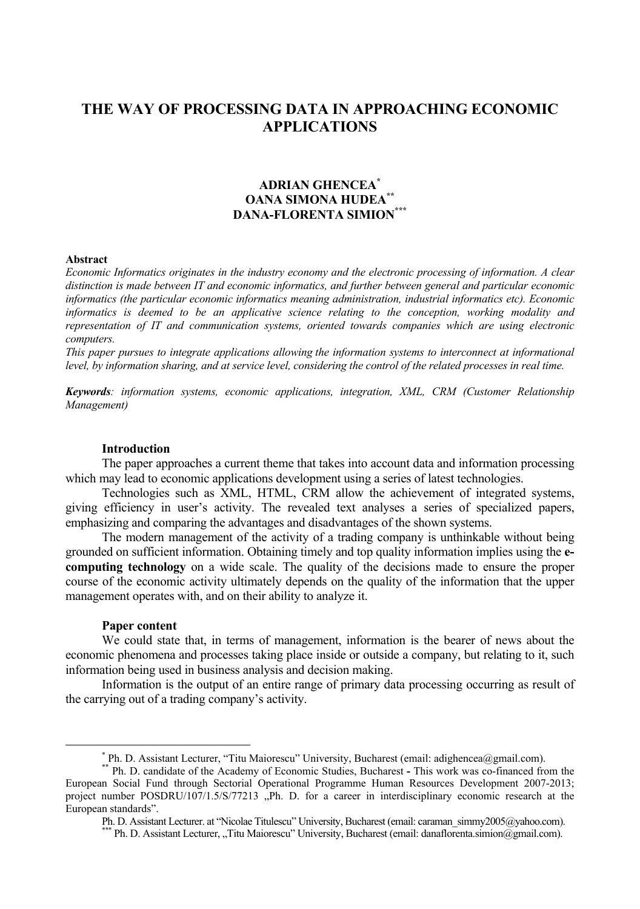# THE WAY OF PROCESSING DATA IN APPROACHING ECONOMIC APPLICATIONS

**ADRIAN GHENCEA[*]**
**OANA SIMONA HUDEA[**]**
**DANA-FLORENTA SIMION[***]**

**Abstract**

*Economic Informatics originates in the industry economy and the electronic processing of information. A clear distinction is made between IT and economic informatics, and further between general and particular economic informatics (the particular economic informatics meaning administration, industrial informatics etc). Economic informatics is deemed to be an applicative science relating to the conception, working modality and representation of IT and communication systems, oriented towards companies which are using electronic computers.*

*This paper pursues to integrate applications allowing the information systems to interconnect at informational level, by information sharing, and at service level, considering the control of the related processes in real time.*

***Keywords**: information systems, economic applications, integration, XML, CRM (Customer Relationship Management)*

## Introduction

The paper approaches a current theme that takes into account data and information processing which may lead to economic applications development using a series of latest technologies.

Technologies such as XML, HTML, CRM allow the achievement of integrated systems, giving efficiency in user's activity. The revealed text analyses a series of specialized papers, emphasizing and comparing the advantages and disadvantages of the shown systems.

The modern management of the activity of a trading company is unthinkable without being grounded on sufficient information. Obtaining timely and top quality information implies using the **e-computing technology** on a wide scale. The quality of the decisions made to ensure the proper course of the economic activity ultimately depends on the quality of the information that the upper management operates with, and on their ability to analyze it.

## Paper content

We could state that, in terms of management, information is the bearer of news about the economic phenomena and processes taking place inside or outside a company, but relating to it, such information being used in business analysis and decision making.

Information is the output of an entire range of primary data processing occurring as result of the carrying out of a trading company's activity.

---

[*] Ph. D. Assistant Lecturer, "Titu Maiorescu" University, Bucharest (email: adighencea@gmail.com).

[**] Ph. D. candidate of the Academy of Economic Studies, Bucharest - This work was co-financed from the European Social Fund through Sectorial Operational Programme Human Resources Development 2007-2013; project number POSDRU/107/1.5/S/77213 „Ph. D. for a career in interdisciplinary economic research at the European standards".

Ph. D. Assistant Lecturer. at "Nicolae Titulescu" University, Bucharest (email: caraman_simmy2005@yahoo.com).

[***] Ph. D. Assistant Lecturer, „Titu Maiorescu" University, Bucharest (email: danaflorenta.simion@gmail.com).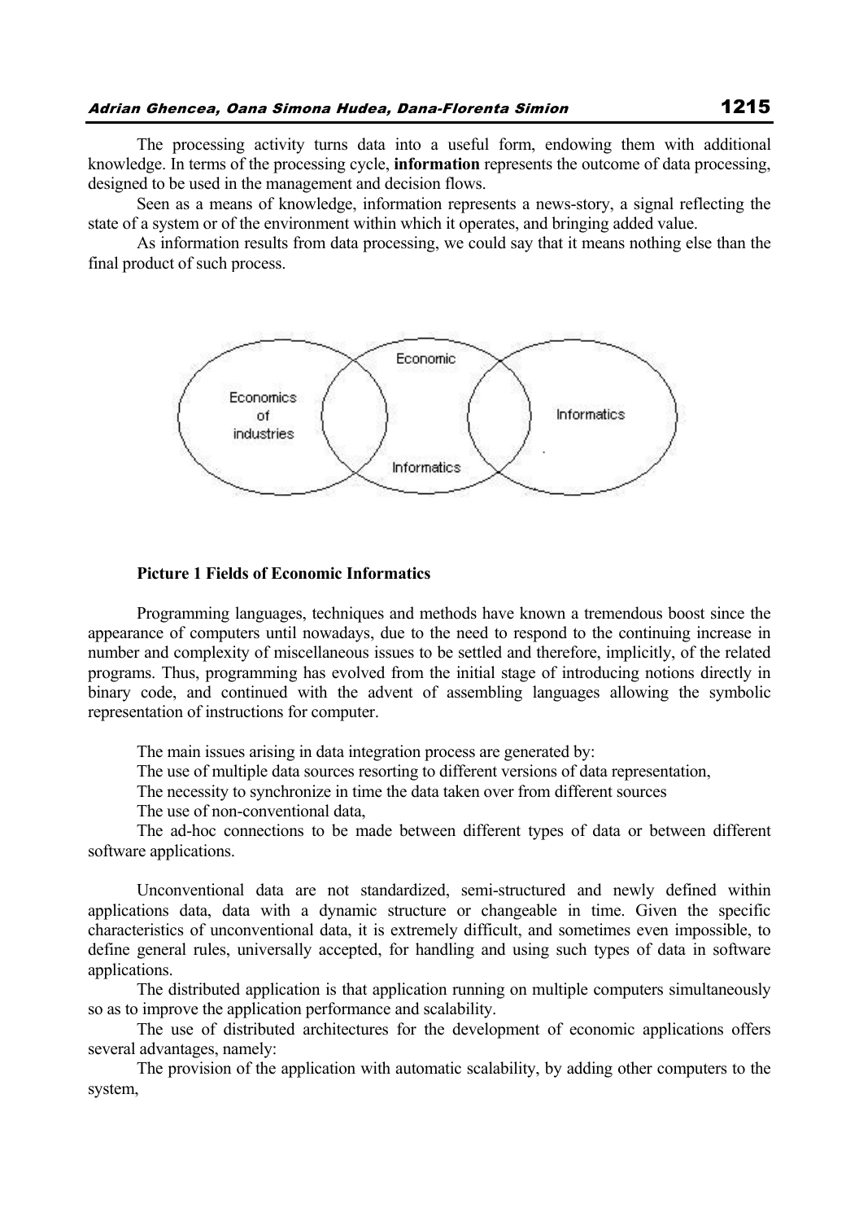The processing activity turns data into a useful form, endowing them with additional knowledge. In terms of the processing cycle, **information** represents the outcome of data processing, designed to be used in the management and decision flows.

Seen as a means of knowledge, information represents a news-story, a signal reflecting the state of a system or of the environment within which it operates, and bringing added value.

As information results from data processing, we could say that it means nothing else than the final product of such process.

**Picture 1 Fields of Economic Informatics**

Programming languages, techniques and methods have known a tremendous boost since the appearance of computers until nowadays, due to the need to respond to the continuing increase in number and complexity of miscellaneous issues to be settled and therefore, implicitly, of the related programs. Thus, programming has evolved from the initial stage of introducing notions directly in binary code, and continued with the advent of assembling languages allowing the symbolic representation of instructions for computer.

The main issues arising in data integration process are generated by:

The use of multiple data sources resorting to different versions of data representation,

The necessity to synchronize in time the data taken over from different sources

The use of non-conventional data,

The ad-hoc connections to be made between different types of data or between different software applications.

Unconventional data are not standardized, semi-structured and newly defined within applications data, data with a dynamic structure or changeable in time. Given the specific characteristics of unconventional data, it is extremely difficult, and sometimes even impossible, to define general rules, universally accepted, for handling and using such types of data in software applications.

The distributed application is that application running on multiple computers simultaneously so as to improve the application performance and scalability.

The use of distributed architectures for the development of economic applications offers several advantages, namely:

The provision of the application with automatic scalability, by adding other computers to the system,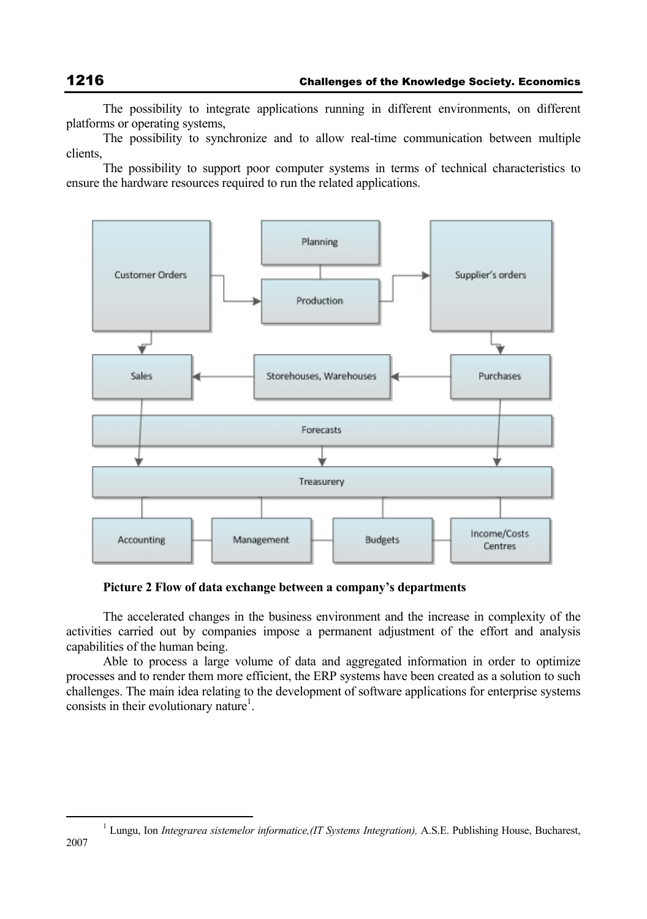The possibility to integrate applications running in different environments, on different platforms or operating systems,

The possibility to synchronize and to allow real-time communication between multiple clients,

The possibility to support poor computer systems in terms of technical characteristics to ensure the hardware resources required to run the related applications.

Customer Orders

Planning

Production

Supplier's orders

Sales

Storehouses, Warehouses

Purchases

Forecasts

Treasurery

Accounting

Management

Budgets

Income/Costs Centres

**Picture 2 Flow of data exchange between a company's departments**

The accelerated changes in the business environment and the increase in complexity of the activities carried out by companies impose a permanent adjustment of the effort and analysis capabilities of the human being.

Able to process a large volume of data and aggregated information in order to optimize processes and to render them more efficient, the ERP systems have been created as a solution to such challenges. The main idea relating to the development of software applications for enterprise systems consists in their evolutionary nature[1].

[1] Lungu, Ion *Integrarea sistemelor informatice,(IT Systems Integration),* A.S.E. Publishing House, Bucharest, 2007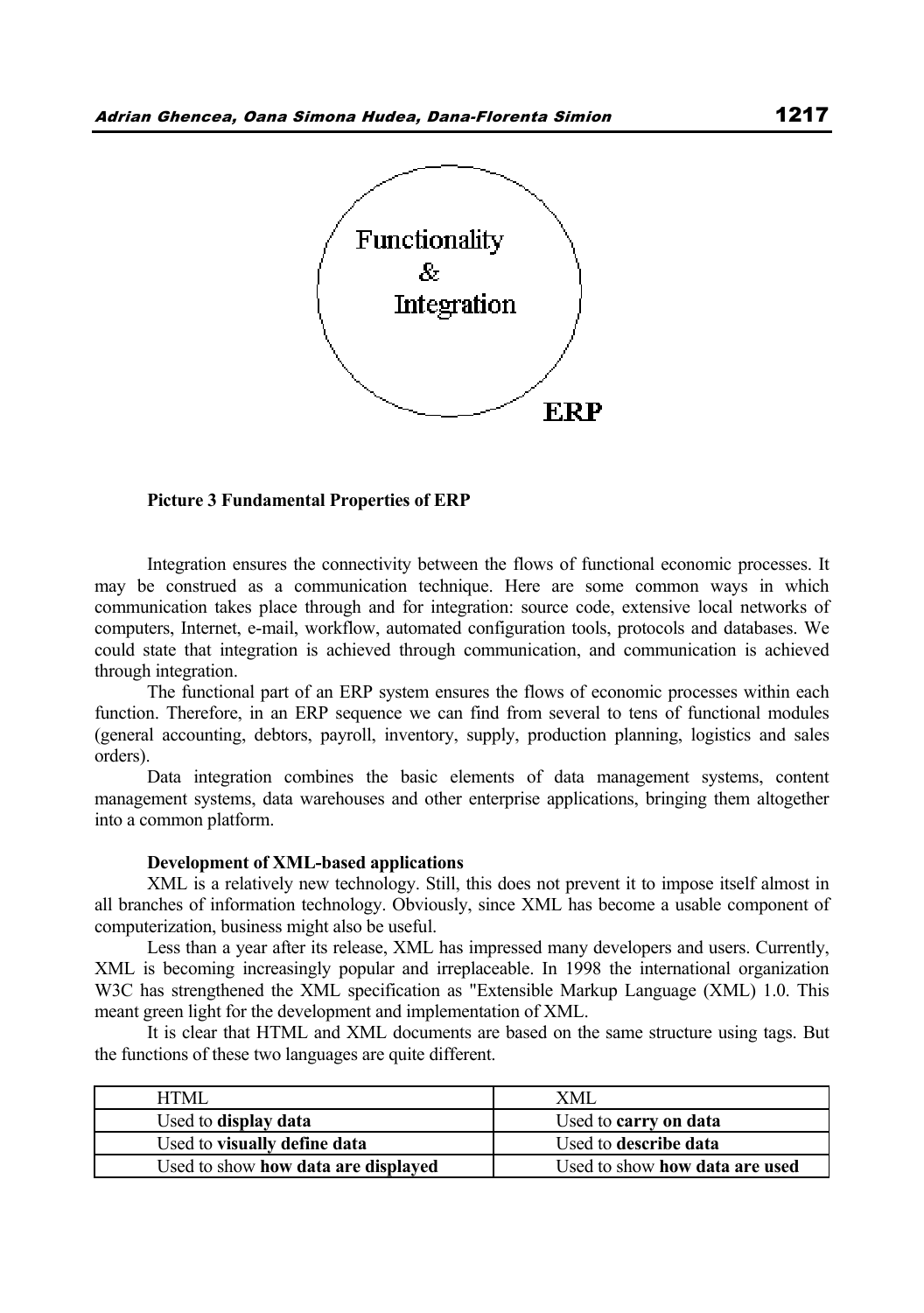Functionality
&
Integration

ERP

**Picture 3 Fundamental Properties of ERP**

Integration ensures the connectivity between the flows of functional economic processes. It may be construed as a communication technique. Here are some common ways in which communication takes place through and for integration: source code, extensive local networks of computers, Internet, e-mail, workflow, automated configuration tools, protocols and databases. We could state that integration is achieved through communication, and communication is achieved through integration.

The functional part of an ERP system ensures the flows of economic processes within each function. Therefore, in an ERP sequence we can find from several to tens of functional modules (general accounting, debtors, payroll, inventory, supply, production planning, logistics and sales orders).

Data integration combines the basic elements of data management systems, content management systems, data warehouses and other enterprise applications, bringing them altogether into a common platform.

**Development of XML-based applications**

XML is a relatively new technology. Still, this does not prevent it to impose itself almost in all branches of information technology. Obviously, since XML has become a usable component of computerization, business might also be useful.

Less than a year after its release, XML has impressed many developers and users. Currently, XML is becoming increasingly popular and irreplaceable. In 1998 the international organization W3C has strengthened the XML specification as "Extensible Markup Language (XML) 1.0. This meant green light for the development and implementation of XML.

It is clear that HTML and XML documents are based on the same structure using tags. But the functions of these two languages are quite different.

| HTML | XML |
|---|---|
| Used to **display data** | Used to **carry on data** |
| Used to **visually define data** | Used to **describe data** |
| Used to show **how data are displayed** | Used to show **how data are used** |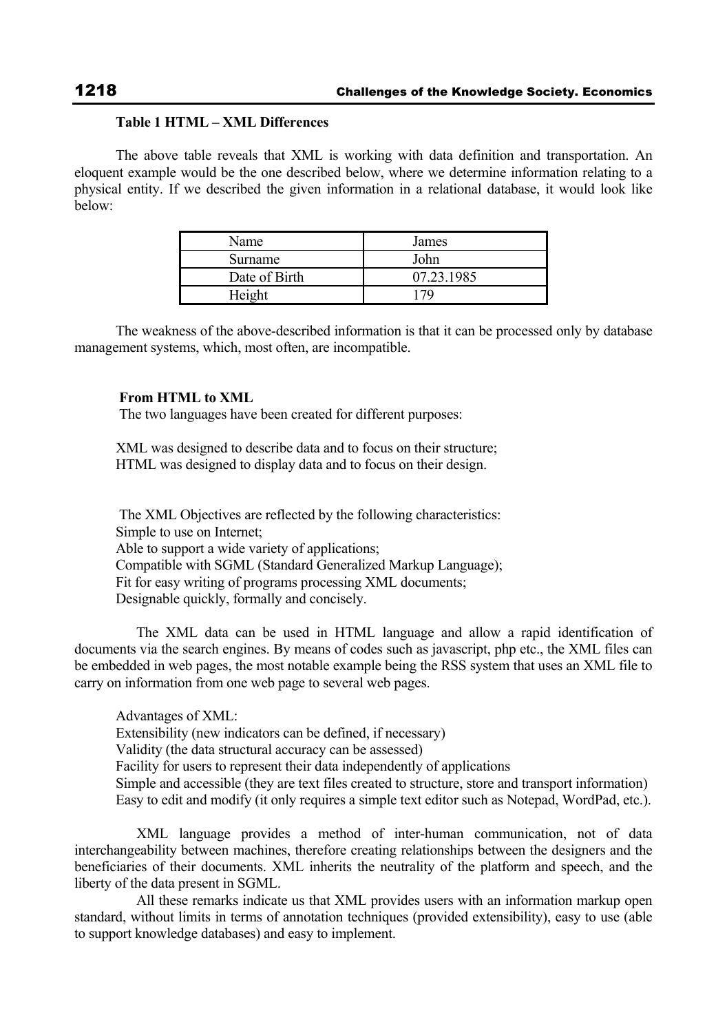**Table 1 HTML – XML Differences**

The above table reveals that XML is working with data definition and transportation. An eloquent example would be the one described below, where we determine information relating to a physical entity. If we described the given information in a relational database, it would look like below:

| Name | James |
|---|---|
| Surname | John |
| Date of Birth | 07.23.1985 |
| Height | 179 |

The weakness of the above-described information is that it can be processed only by database management systems, which, most often, are incompatible.

**From HTML to XML**

The two languages have been created for different purposes:

XML was designed to describe data and to focus on their structure;
HTML was designed to display data and to focus on their design.

The XML Objectives are reflected by the following characteristics:
Simple to use on Internet;
Able to support a wide variety of applications;
Compatible with SGML (Standard Generalized Markup Language);
Fit for easy writing of programs processing XML documents;
Designable quickly, formally and concisely.

The XML data can be used in HTML language and allow a rapid identification of documents via the search engines. By means of codes such as javascript, php etc., the XML files can be embedded in web pages, the most notable example being the RSS system that uses an XML file to carry on information from one web page to several web pages.

Advantages of XML:
Extensibility (new indicators can be defined, if necessary)
Validity (the data structural accuracy can be assessed)
Facility for users to represent their data independently of applications
Simple and accessible (they are text files created to structure, store and transport information)
Easy to edit and modify (it only requires a simple text editor such as Notepad, WordPad, etc.).

XML language provides a method of inter-human communication, not of data interchangeability between machines, therefore creating relationships between the designers and the beneficiaries of their documents. XML inherits the neutrality of the platform and speech, and the liberty of the data present in SGML.

All these remarks indicate us that XML provides users with an information markup open standard, without limits in terms of annotation techniques (provided extensibility), easy to use (able to support knowledge databases) and easy to implement.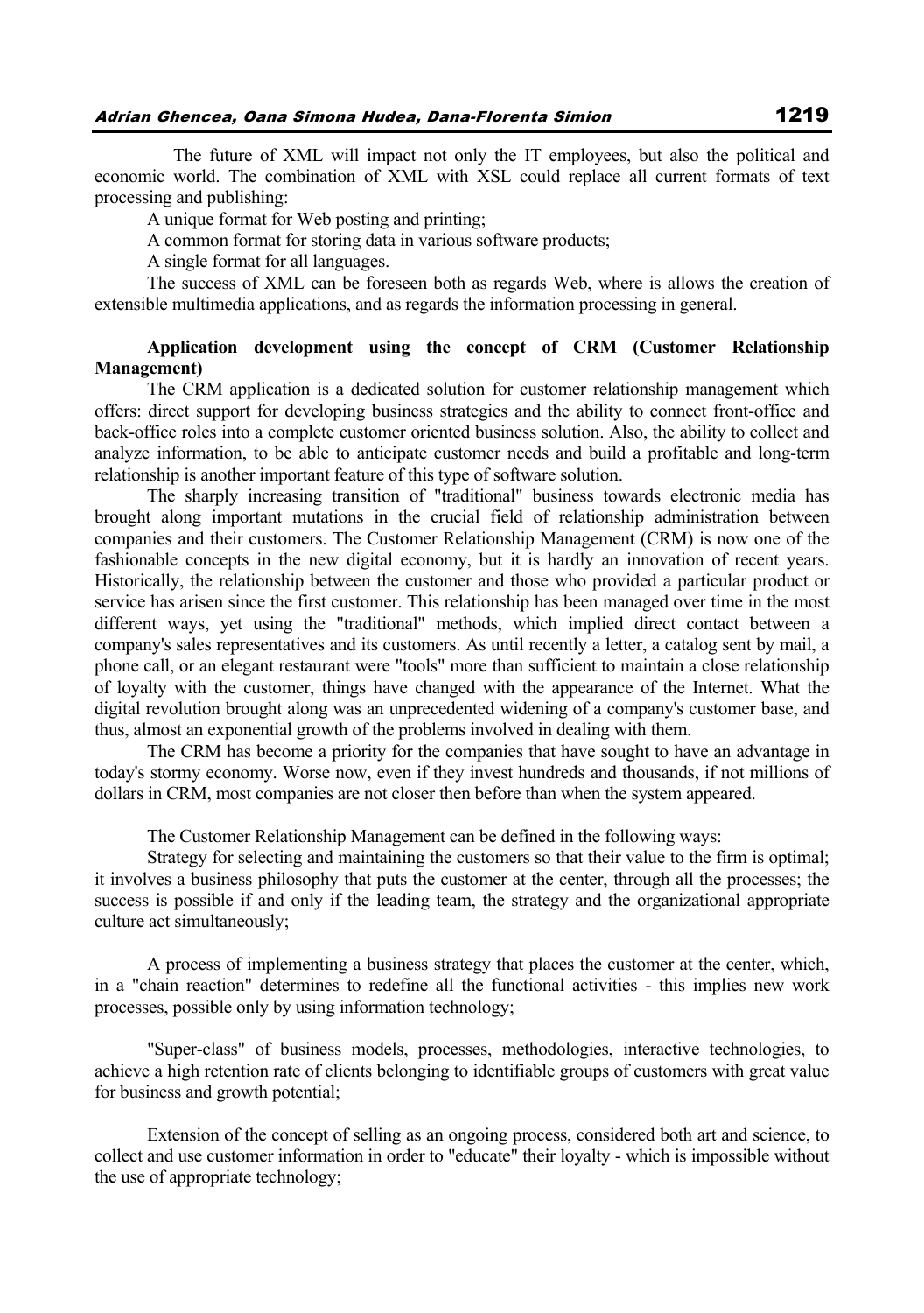The future of XML will impact not only the IT employees, but also the political and economic world. The combination of XML with XSL could replace all current formats of text processing and publishing:

A unique format for Web posting and printing;

A common format for storing data in various software products;

A single format for all languages.

The success of XML can be foreseen both as regards Web, where is allows the creation of extensible multimedia applications, and as regards the information processing in general.

**Application development using the concept of CRM (Customer Relationship Management)**

The CRM application is a dedicated solution for customer relationship management which offers: direct support for developing business strategies and the ability to connect front-office and back-office roles into a complete customer oriented business solution. Also, the ability to collect and analyze information, to be able to anticipate customer needs and build a profitable and long-term relationship is another important feature of this type of software solution.

The sharply increasing transition of "traditional" business towards electronic media has brought along important mutations in the crucial field of relationship administration between companies and their customers. The Customer Relationship Management (CRM) is now one of the fashionable concepts in the new digital economy, but it is hardly an innovation of recent years. Historically, the relationship between the customer and those who provided a particular product or service has arisen since the first customer. This relationship has been managed over time in the most different ways, yet using the "traditional" methods, which implied direct contact between a company's sales representatives and its customers. As until recently a letter, a catalog sent by mail, a phone call, or an elegant restaurant were "tools" more than sufficient to maintain a close relationship of loyalty with the customer, things have changed with the appearance of the Internet. What the digital revolution brought along was an unprecedented widening of a company's customer base, and thus, almost an exponential growth of the problems involved in dealing with them.

The CRM has become a priority for the companies that have sought to have an advantage in today's stormy economy. Worse now, even if they invest hundreds and thousands, if not millions of dollars in CRM, most companies are not closer then before than when the system appeared.

The Customer Relationship Management can be defined in the following ways:

Strategy for selecting and maintaining the customers so that their value to the firm is optimal; it involves a business philosophy that puts the customer at the center, through all the processes; the success is possible if and only if the leading team, the strategy and the organizational appropriate culture act simultaneously;

A process of implementing a business strategy that places the customer at the center, which, in a "chain reaction" determines to redefine all the functional activities - this implies new work processes, possible only by using information technology;

"Super-class" of business models, processes, methodologies, interactive technologies, to achieve a high retention rate of clients belonging to identifiable groups of customers with great value for business and growth potential;

Extension of the concept of selling as an ongoing process, considered both art and science, to collect and use customer information in order to "educate" their loyalty - which is impossible without the use of appropriate technology;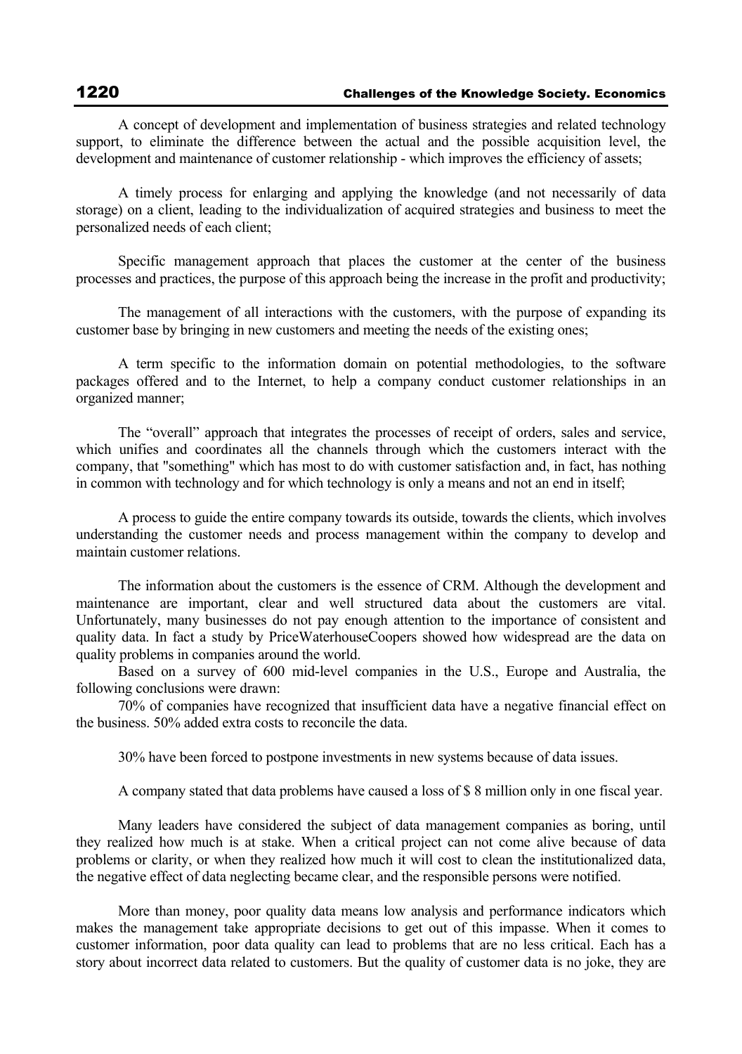A concept of development and implementation of business strategies and related technology support, to eliminate the difference between the actual and the possible acquisition level, the development and maintenance of customer relationship - which improves the efficiency of assets;

A timely process for enlarging and applying the knowledge (and not necessarily of data storage) on a client, leading to the individualization of acquired strategies and business to meet the personalized needs of each client;

Specific management approach that places the customer at the center of the business processes and practices, the purpose of this approach being the increase in the profit and productivity;

The management of all interactions with the customers, with the purpose of expanding its customer base by bringing in new customers and meeting the needs of the existing ones;

A term specific to the information domain on potential methodologies, to the software packages offered and to the Internet, to help a company conduct customer relationships in an organized manner;

The "overall" approach that integrates the processes of receipt of orders, sales and service, which unifies and coordinates all the channels through which the customers interact with the company, that "something" which has most to do with customer satisfaction and, in fact, has nothing in common with technology and for which technology is only a means and not an end in itself;

A process to guide the entire company towards its outside, towards the clients, which involves understanding the customer needs and process management within the company to develop and maintain customer relations.

The information about the customers is the essence of CRM. Although the development and maintenance are important, clear and well structured data about the customers are vital. Unfortunately, many businesses do not pay enough attention to the importance of consistent and quality data. In fact a study by PriceWaterhouseCoopers showed how widespread are the data on quality problems in companies around the world.

Based on a survey of 600 mid-level companies in the U.S., Europe and Australia, the following conclusions were drawn:

70% of companies have recognized that insufficient data have a negative financial effect on the business. 50% added extra costs to reconcile the data.

30% have been forced to postpone investments in new systems because of data issues.

A company stated that data problems have caused a loss of $ 8 million only in one fiscal year.

Many leaders have considered the subject of data management companies as boring, until they realized how much is at stake. When a critical project can not come alive because of data problems or clarity, or when they realized how much it will cost to clean the institutionalized data, the negative effect of data neglecting became clear, and the responsible persons were notified.

More than money, poor quality data means low analysis and performance indicators which makes the management take appropriate decisions to get out of this impasse. When it comes to customer information, poor data quality can lead to problems that are no less critical. Each has a story about incorrect data related to customers. But the quality of customer data is no joke, they are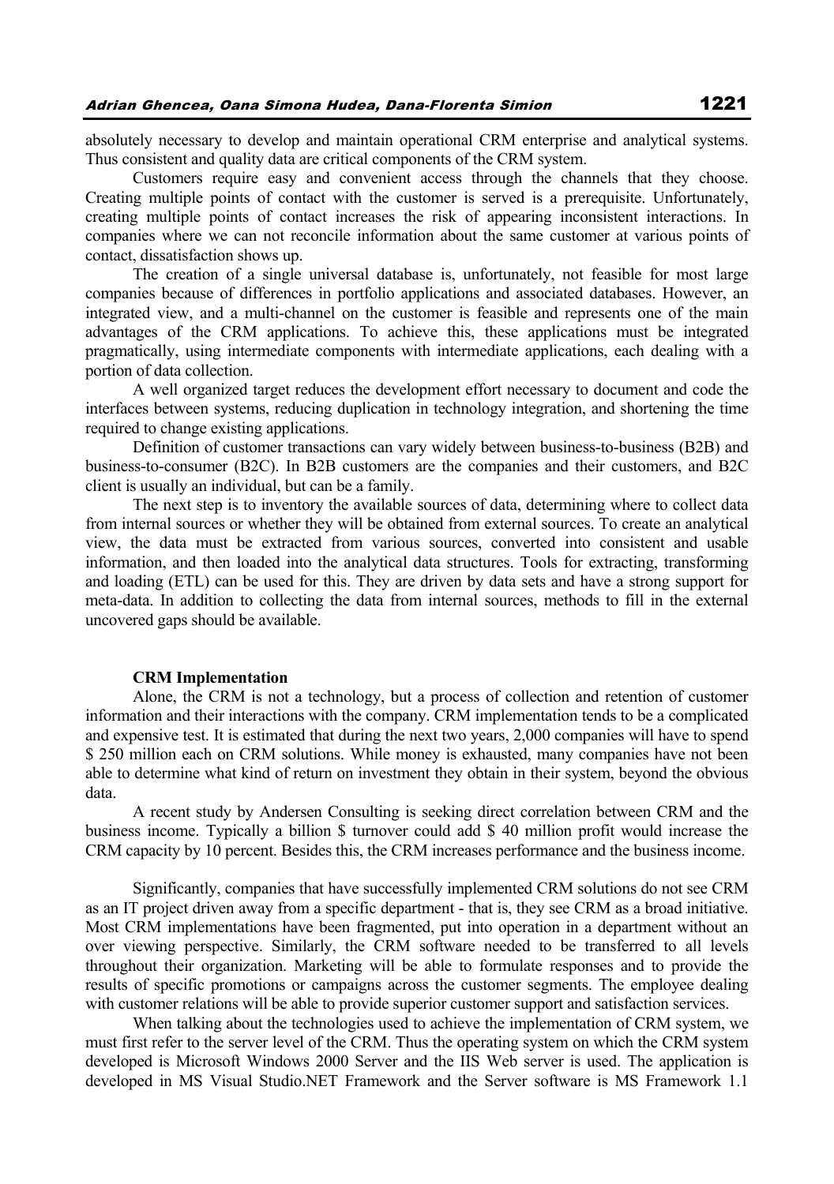absolutely necessary to develop and maintain operational CRM enterprise and analytical systems. Thus consistent and quality data are critical components of the CRM system.

Customers require easy and convenient access through the channels that they choose. Creating multiple points of contact with the customer is served is a prerequisite. Unfortunately, creating multiple points of contact increases the risk of appearing inconsistent interactions. In companies where we can not reconcile information about the same customer at various points of contact, dissatisfaction shows up.

The creation of a single universal database is, unfortunately, not feasible for most large companies because of differences in portfolio applications and associated databases. However, an integrated view, and a multi-channel on the customer is feasible and represents one of the main advantages of the CRM applications. To achieve this, these applications must be integrated pragmatically, using intermediate components with intermediate applications, each dealing with a portion of data collection.

A well organized target reduces the development effort necessary to document and code the interfaces between systems, reducing duplication in technology integration, and shortening the time required to change existing applications.

Definition of customer transactions can vary widely between business-to-business (B2B) and business-to-consumer (B2C). In B2B customers are the companies and their customers, and B2C client is usually an individual, but can be a family.

The next step is to inventory the available sources of data, determining where to collect data from internal sources or whether they will be obtained from external sources. To create an analytical view, the data must be extracted from various sources, converted into consistent and usable information, and then loaded into the analytical data structures. Tools for extracting, transforming and loading (ETL) can be used for this. They are driven by data sets and have a strong support for meta-data. In addition to collecting the data from internal sources, methods to fill in the external uncovered gaps should be available.

**CRM Implementation**

Alone, the CRM is not a technology, but a process of collection and retention of customer information and their interactions with the company. CRM implementation tends to be a complicated and expensive test. It is estimated that during the next two years, 2,000 companies will have to spend $ 250 million each on CRM solutions. While money is exhausted, many companies have not been able to determine what kind of return on investment they obtain in their system, beyond the obvious data.

A recent study by Andersen Consulting is seeking direct correlation between CRM and the business income. Typically a billion $ turnover could add $ 40 million profit would increase the CRM capacity by 10 percent. Besides this, the CRM increases performance and the business income.

Significantly, companies that have successfully implemented CRM solutions do not see CRM as an IT project driven away from a specific department - that is, they see CRM as a broad initiative. Most CRM implementations have been fragmented, put into operation in a department without an over viewing perspective. Similarly, the CRM software needed to be transferred to all levels throughout their organization. Marketing will be able to formulate responses and to provide the results of specific promotions or campaigns across the customer segments. The employee dealing with customer relations will be able to provide superior customer support and satisfaction services.

When talking about the technologies used to achieve the implementation of CRM system, we must first refer to the server level of the CRM. Thus the operating system on which the CRM system developed is Microsoft Windows 2000 Server and the IIS Web server is used. The application is developed in MS Visual Studio.NET Framework and the Server software is MS Framework 1.1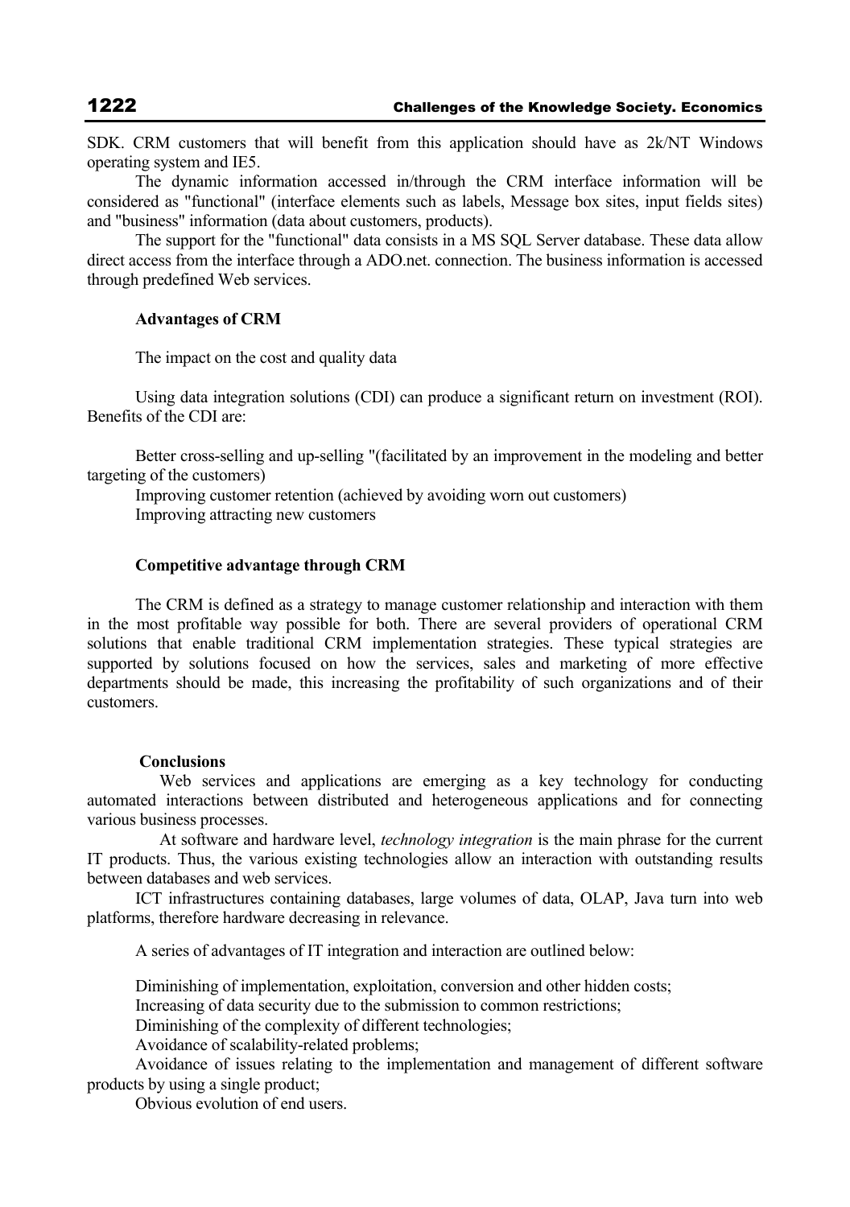SDK. CRM customers that will benefit from this application should have as 2k/NT Windows operating system and IE5.

The dynamic information accessed in/through the CRM interface information will be considered as "functional" (interface elements such as labels, Message box sites, input fields sites) and "business" information (data about customers, products).

The support for the "functional" data consists in a MS SQL Server database. These data allow direct access from the interface through a ADO.net. connection. The business information is accessed through predefined Web services.

**Advantages of CRM**

The impact on the cost and quality data

Using data integration solutions (CDI) can produce a significant return on investment (ROI). Benefits of the CDI are:

Better cross-selling and up-selling "(facilitated by an improvement in the modeling and better targeting of the customers)

Improving customer retention (achieved by avoiding worn out customers)

Improving attracting new customers

**Competitive advantage through CRM**

The CRM is defined as a strategy to manage customer relationship and interaction with them in the most profitable way possible for both. There are several providers of operational CRM solutions that enable traditional CRM implementation strategies. These typical strategies are supported by solutions focused on how the services, sales and marketing of more effective departments should be made, this increasing the profitability of such organizations and of their customers.

**Conclusions**

Web services and applications are emerging as a key technology for conducting automated interactions between distributed and heterogeneous applications and for connecting various business processes.

At software and hardware level, *technology integration* is the main phrase for the current IT products. Thus, the various existing technologies allow an interaction with outstanding results between databases and web services.

ICT infrastructures containing databases, large volumes of data, OLAP, Java turn into web platforms, therefore hardware decreasing in relevance.

A series of advantages of IT integration and interaction are outlined below:

Diminishing of implementation, exploitation, conversion and other hidden costs;

Increasing of data security due to the submission to common restrictions;

Diminishing of the complexity of different technologies;

Avoidance of scalability-related problems;

Avoidance of issues relating to the implementation and management of different software products by using a single product;

Obvious evolution of end users.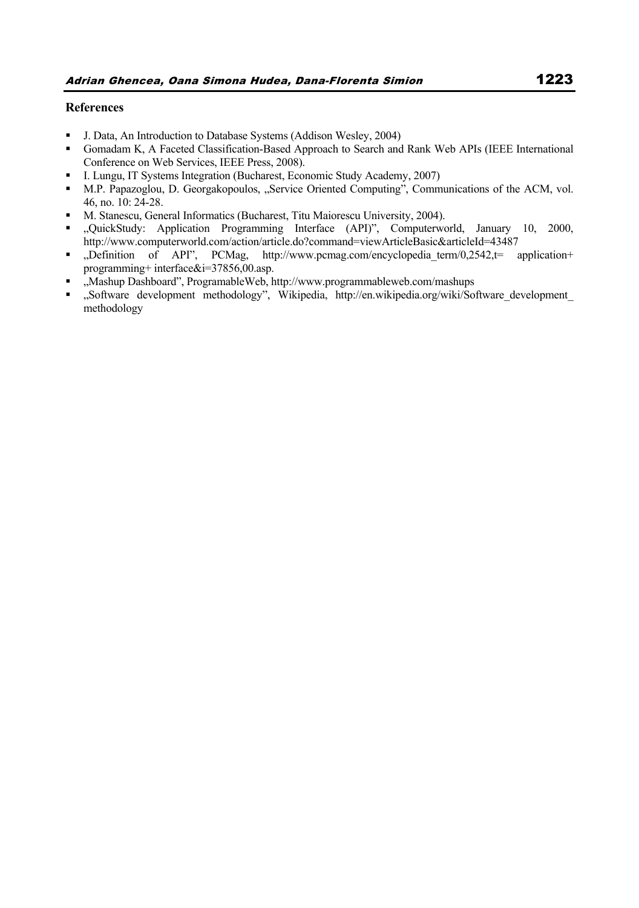## References

- J. Data, An Introduction to Database Systems (Addison Wesley, 2004)
- Gomadam K, A Faceted Classification-Based Approach to Search and Rank Web APIs (IEEE International Conference on Web Services, IEEE Press, 2008).
- I. Lungu, IT Systems Integration (Bucharest, Economic Study Academy, 2007)
- M.P. Papazoglou, D. Georgakopoulos, „Service Oriented Computing”, Communications of the ACM, vol. 46, no. 10: 24-28.
- M. Stanescu, General Informatics (Bucharest, Titu Maiorescu University, 2004).
- „QuickStudy: Application Programming Interface (API)”, Computerworld, January 10, 2000, http://www.computerworld.com/action/article.do?command=viewArticleBasic&articleId=43487
- „Definition of API”, PCMag, http://www.pcmag.com/encyclopedia_term/0,2542,t= application+ programming+ interface&i=37856,00.asp.
- „Mashup Dashboard”, ProgramableWeb, http://www.programmableweb.com/mashups
- „Software development methodology”, Wikipedia, http://en.wikipedia.org/wiki/Software_development_ methodology